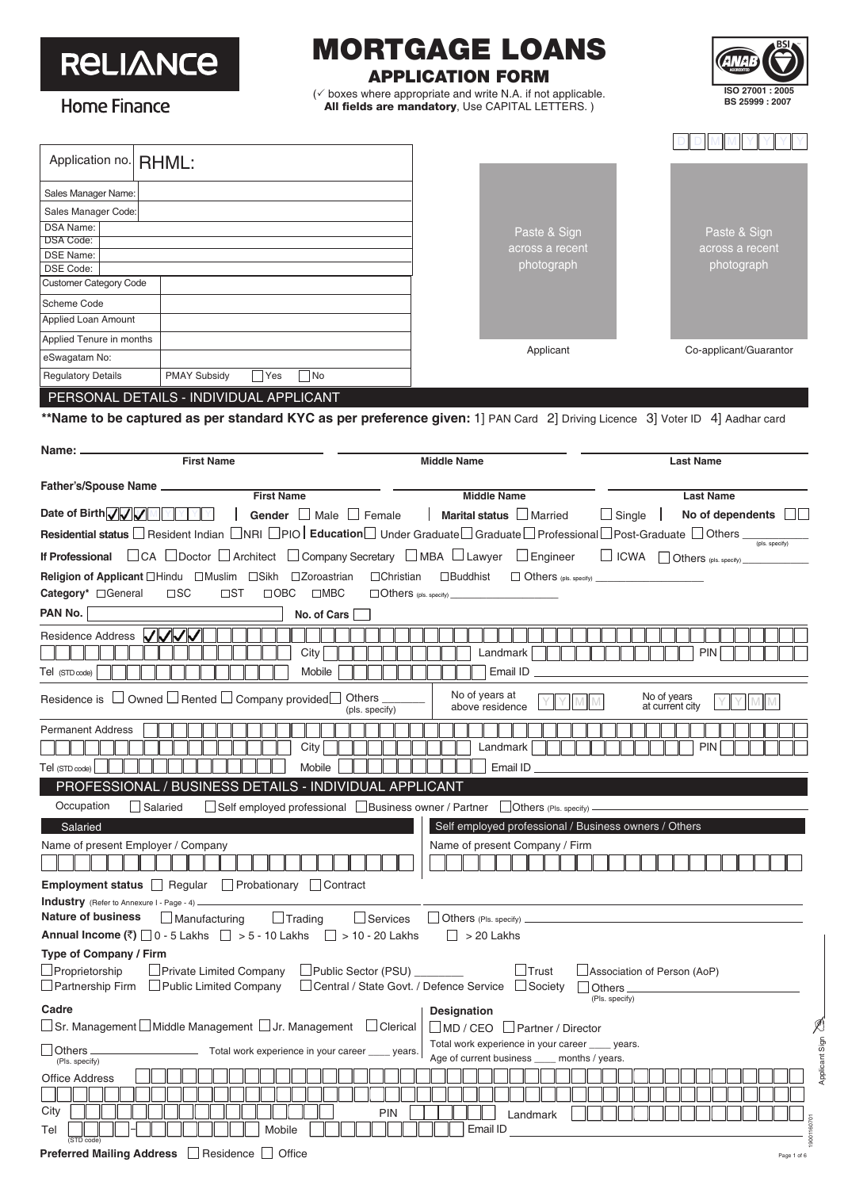# Reliance Home Finance

# MORTGAGE LOANS

## APPLICATION FORM

(✓ boxes where appropriate and write N.A. if not applicable. **All fields are mandatory**, Use CAPITAL LETTERS. )

ISO 27001 : 2005
BS 25999 : 2007

D D M M Y Y Y Y

| | |
|---|---|
| Application no. | RHML: |
| Sales Manager Name: | |
| Sales Manager Code: | |
| DSA Name: | |
| DSA Code: | |
| DSE Name: | |
| DSE Code: | |
| Customer Category Code | |
| Scheme Code | |
| Applied Loan Amount | |
| Applied Tenure in months | |
| eSwagatam No: | |
| Regulatory Details | PMAY Subsidy ☐ Yes ☐ No |

Paste & Sign across a recent photograph — Applicant

Paste & Sign across a recent photograph — Co-applicant/Guarantor

## PERSONAL DETAILS - INDIVIDUAL APPLICANT

****Name to be captured as per standard KYC as per preference given:** 1] PAN Card 2] Driving Licence 3] Voter ID 4] Aadhar card

**Name:** ____ First Name ____ Middle Name ____ Last Name

**Father's/Spouse Name** ____ First Name ____ Middle Name ____ Last Name

**Date of Birth** D D M M Y Y Y Y | **Gender** ☐ Male ☐ Female | **Marital status** ☐ Married ☐ Single | **No of dependents** ☐☐

**Residential status** ☐ Resident Indian ☐ NRI ☐ PIO | **Education** ☐ Under Graduate ☐ Graduate ☐ Professional ☐ Post-Graduate ☐ Others ____ (pls. specify)

**If Professional** ☐ CA ☐ Doctor ☐ Architect ☐ Company Secretary ☐ MBA ☐ Lawyer ☐ Engineer ☐ ICWA ☐ Others (pls. specify) ____

**Religion of Applicant** ☐ Hindu ☐ Muslim ☐ Sikh ☐ Zoroastrian ☐ Christian ☐ Buddhist ☐ Others (pls. specify) ____

**Category*** ☐ General ☐ SC ☐ ST ☐ OBC ☐ MBC ☐ Others (pls. specify) ____

**PAN No.** ____ **No. of Cars** ☐

Residence Address ____

City ____ Landmark ____ PIN ____

Tel (STD code) ____ Mobile ____ Email ID ____

Residence is ☐ Owned ☐ Rented ☐ Company provided ☐ Others ____ (pls. specify) | No of years at above residence Y Y M M | No of years at current city Y Y M M

Permanent Address ____

City ____ Landmark ____ PIN ____

Tel (STD code) ____ Mobile ____ Email ID ____

## PROFESSIONAL / BUSINESS DETAILS - INDIVIDUAL APPLICANT

Occupation ☐ Salaried ☐ Self employed professional ☐ Business owner / Partner ☐ Others (Pls. specify) ____

### Salaried

Name of present Employer / Company ____

**Employment status** ☐ Regular ☐ Probationary ☐ Contract

### Self employed professional / Business owners / Others

Name of present Company / Firm ____

**Industry** (Refer to Annexure I - Page - 4) ____

**Nature of business** ☐ Manufacturing ☐ Trading ☐ Services ☐ Others (Pls. specify) ____

**Annual Income (₹)** ☐ 0 - 5 Lakhs ☐ > 5 - 10 Lakhs ☐ > 10 - 20 Lakhs ☐ > 20 Lakhs

**Type of Company / Firm**

☐ Proprietorship ☐ Private Limited Company ☐ Public Sector (PSU) ____ ☐ Trust ☐ Association of Person (AoP)
☐ Partnership Firm ☐ Public Limited Company ☐ Central / State Govt. / Defence Service ☐ Society ☐ Others ____ (Pls. specify)

**Cadre**

☐ Sr. Management ☐ Middle Management ☐ Jr. Management ☐ Clerical
☐ Others ____ (Pls. specify) Total work experience in your career ____ years.

**Designation**

☐ MD / CEO ☐ Partner / Director
Total work experience in your career ____ years.
Age of current business ____ months / years.

Office Address ____

City ____ PIN ____ Landmark ____

Tel (STD code) ____ - ____ Mobile ____ Email ID ____

**Preferred Mailing Address** ☐ Residence ☐ Office

Applicant Sign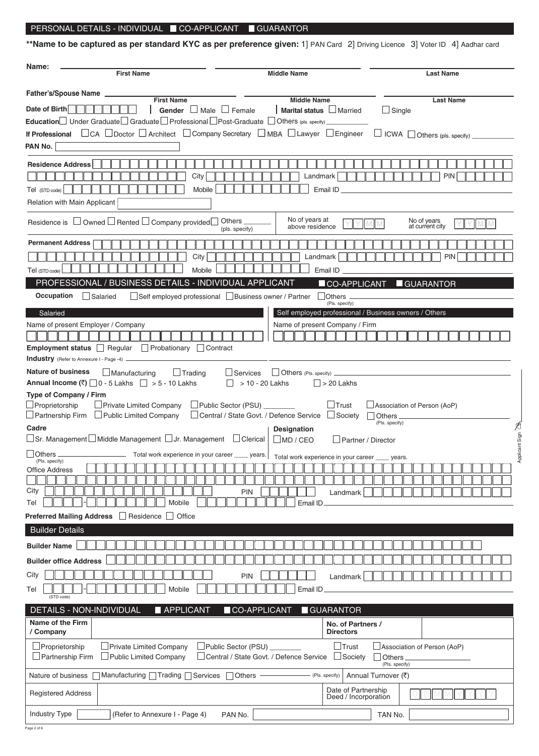## PERSONAL DETAILS - INDIVIDUAL ■ CO-APPLICANT ■ GUARANTOR

**\*\*Name to be captured as per standard KYC as per preference given:** 1] PAN Card 2] Driving Licence 3] Voter ID 4] Aadhar card

**Name:** ______________ ______________ ______________
First Name | Middle Name | Last Name

**Father's/Spouse Name** ______________ ______________ ______________
First Name | Middle Name | Last Name

**Date of Birth** D D M M Y Y Y Y | **Gender** ☐ Male ☐ Female | **Marital status** ☐ Married ☐ Single

**Education** ☐ Under Graduate ☐ Graduate ☐ Professional ☐ Post-Graduate ☐ Others (pls. specify) ________

**If Professional** ☐ CA ☐ Doctor ☐ Architect ☐ Company Secretary ☐ MBA ☐ Lawyer ☐ Engineer ☐ ICWA ☐ Others (pls. specify) ________

**PAN No.** ________

**Residence Address** ______________

City ________ Landmark ________ PIN ________

Tel (STD code) ________ Mobile ________ Email ID ________

Relation with Main Applicant ________

Residence is ☐ Owned ☐ Rented ☐ Company provided ☐ Others ________ (pls. specify) | No of years at above residence Y Y M M | No of years at current city Y Y M M

**Permanent Address** ______________

City ________ Landmark ________ PIN ________

Tel (STD code) ________ Mobile ________ Email ID ________

## PROFESSIONAL / BUSINESS DETAILS - INDIVIDUAL APPLICANT ■ CO-APPLICANT ■ GUARANTOR

**Occupation** ☐ Salaried ☐ Self employed professional ☐ Business owner / Partner ☐ Others ________ (Pls. specify)

**Salaried**

Name of present Employer / Company ________

**Employment status** ☐ Regular ☐ Probationary ☐ Contract

**Industry** (Refer to Annexure I - Page -4) ________

**Self employed professional / Business owners / Others**

Name of present Company / Firm ________

**Nature of business** ☐ Manufacturing ☐ Trading ☐ Services ☐ Others (Pls. specify) ________

**Annual Income (₹)** ☐ 0 - 5 Lakhs ☐ > 5 - 10 Lakhs ☐ > 10 - 20 Lakhs ☐ > 20 Lakhs

**Type of Company / Firm**

☐ Proprietorship ☐ Private Limited Company ☐ Public Sector (PSU) ________ ☐ Trust ☐ Association of Person (AoP)

☐ Partnership Firm ☐ Public Limited Company ☐ Central / State Govt. / Defence Service ☐ Society ☐ Others ________ (Pls. specify)

**Cadre**

☐ Sr. Management ☐ Middle Management ☐ Jr. Management ☐ Clerical

☐ Others ________ (Pls. specify) Total work experience in your career ____ years.

**Designation**

☐ MD / CEO ☐ Partner / Director

Total work experience in your career ____ years.

Office Address ______________

City ________ PIN ________ Landmark ________

Tel ________ - ________ Mobile ________ Email ID ________

**Preferred Mailing Address** ☐ Residence ☐ Office

Applicant Sign

## Builder Details

**Builder Name** ________

**Builder office Address** ________

City ________ PIN ________ Landmark ________

Tel (STD code) ________ - ________ Mobile ________ Email ID ________

## DETAILS - NON-INDIVIDUAL ■ APPLICANT ■ CO-APPLICANT ■ GUARANTOR

| **Name of the Firm / Company** | | **No. of Partners / Directors** | |
|---|---|---|---|
| ☐ Proprietorship ☐ Private Limited Company ☐ Public Sector (PSU) ________ ☐ Trust ☐ Association of Person (AoP) <br> ☐ Partnership Firm ☐ Public Limited Company ☐ Central / State Govt. / Defence Service ☐ Society ☐ Others ________ (Pls. specify) | | | |
| Nature of business ☐ Manufacturing ☐ Trading ☐ Services ☐ Others ________ (Pls. specify) | | Annual Turnover (₹) | |
| Registered Address | | Date of Partnership Deed / Incorporation | D D M M Y Y Y Y |
| Industry Type ________ (Refer to Annexure I - Page 4) | PAN No. ________ | TAN No. | |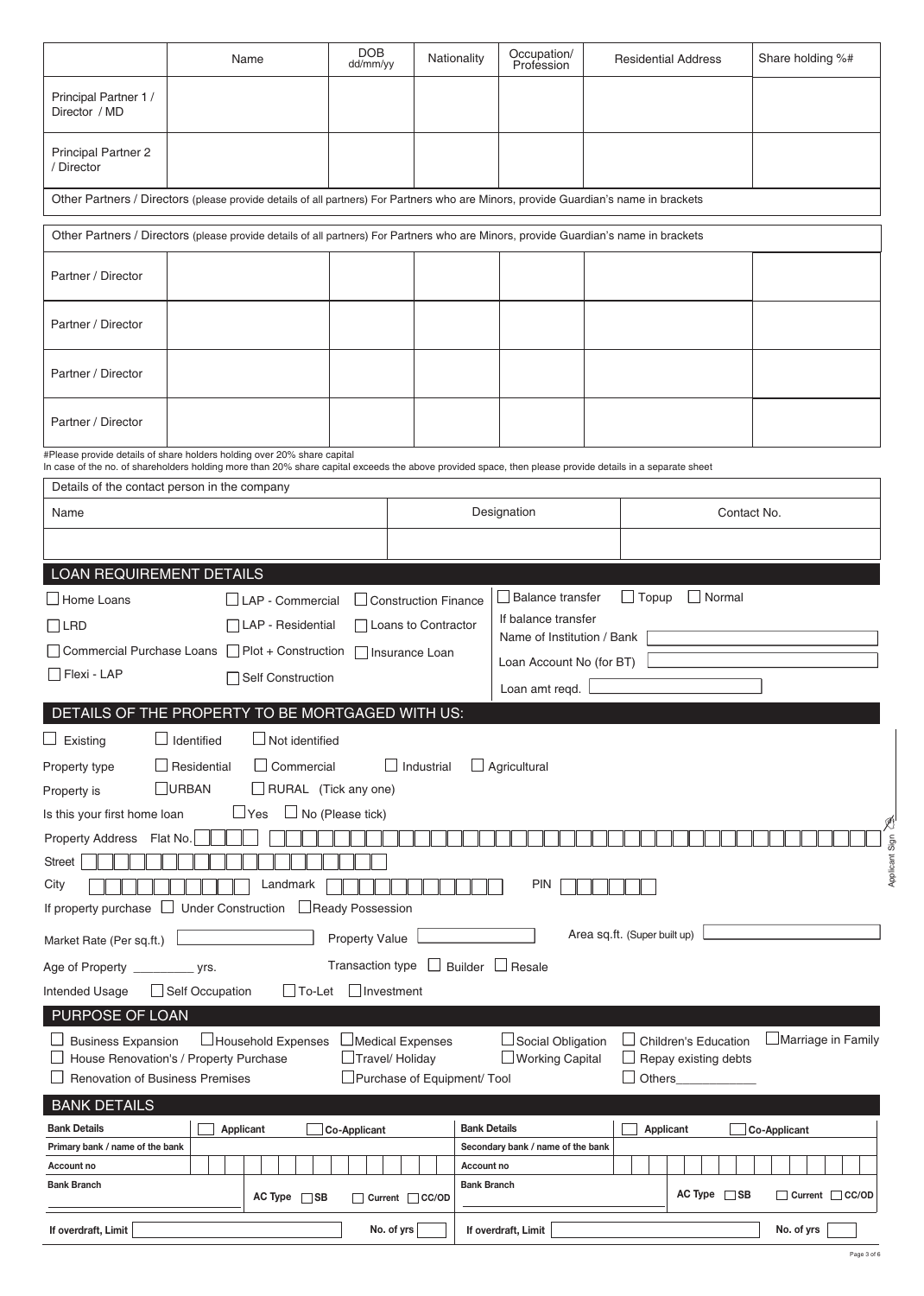| | Name | DOB dd/mm/yy | Nationality | Occupation/ Profession | Residential Address | Share holding %# |
|---|---|---|---|---|---|---|
| Principal Partner 1 / Director / MD | | | | | | |
| Principal Partner 2 / Director | | | | | | |

Other Partners / Directors (please provide details of all partners) For Partners who are Minors, provide Guardian's name in brackets

Other Partners / Directors (please provide details of all partners) For Partners who are Minors, provide Guardian's name in brackets

| | | | | | | |
|---|---|---|---|---|---|---|
| Partner / Director | | | | | | |
| Partner / Director | | | | | | |
| Partner / Director | | | | | | |
| Partner / Director | | | | | | |

#Please provide details of share holders holding over 20% share capital
In case of the no. of shareholders holding more than 20% share capital exceeds the above provided space, then please provide details in a separate sheet

Details of the contact person in the company

| Name | Designation | Contact No. |
|---|---|---|
| | | |

## LOAN REQUIREMENT DETAILS

☐ Home Loans ☐ LAP - Commercial ☐ Construction Finance
☐ LRD ☐ LAP - Residential ☐ Loans to Contractor
☐ Commercial Purchase Loans ☐ Plot + Construction ☐ Insurance Loan
☐ Flexi - LAP ☐ Self Construction

☐ Balance transfer ☐ Topup ☐ Normal

If balance transfer
Name of Institution / Bank
Loan Account No (for BT)
Loan amt reqd.

## DETAILS OF THE PROPERTY TO BE MORTGAGED WITH US:

☐ Existing ☐ Identified ☐ Not identified

Property type ☐ Residential ☐ Commercial ☐ Industrial ☐ Agricultural

Property is ☐URBAN ☐ RURAL (Tick any one)

Is this your first home loan ☐Yes ☐ No (Please tick)

Property Address Flat No.

Street

City Landmark PIN

If property purchase ☐ Under Construction ☐Ready Possession

Market Rate (Per sq.ft.) Property Value Area sq.ft. (Super built up)

Age of Property _________ yrs. Transaction type ☐ Builder ☐ Resale

Intended Usage ☐ Self Occupation ☐ To-Let ☐ Investment

## PURPOSE OF LOAN

☐ Business Expansion ☐Household Expenses ☐Medical Expenses ☐Social Obligation ☐ Children's Education ☐Marriage in Family
☐ House Renovation's / Property Purchase ☐Travel/ Holiday ☐Working Capital ☐ Repay existing debts
☐ Renovation of Business Premises ☐Purchase of Equipment/ Tool ☐ Others____________

## BANK DETAILS

| **Bank Details** | ☐ Applicant ☐ Co-Applicant | **Bank Details** | ☐ Applicant ☐ Co-Applicant |
|---|---|---|---|
| **Primary bank / name of the bank** | | **Secondary bank / name of the bank** | |
| **Account no** | | **Account no** | |
| **Bank Branch** | **AC Type** ☐ SB ☐ Current ☐ CC/OD | **Bank Branch** | **AC Type** ☐ SB ☐ Current ☐ CC/OD |
| **If overdraft, Limit** | **No. of yrs** | **If overdraft, Limit** | **No. of yrs** |

Applicant Sign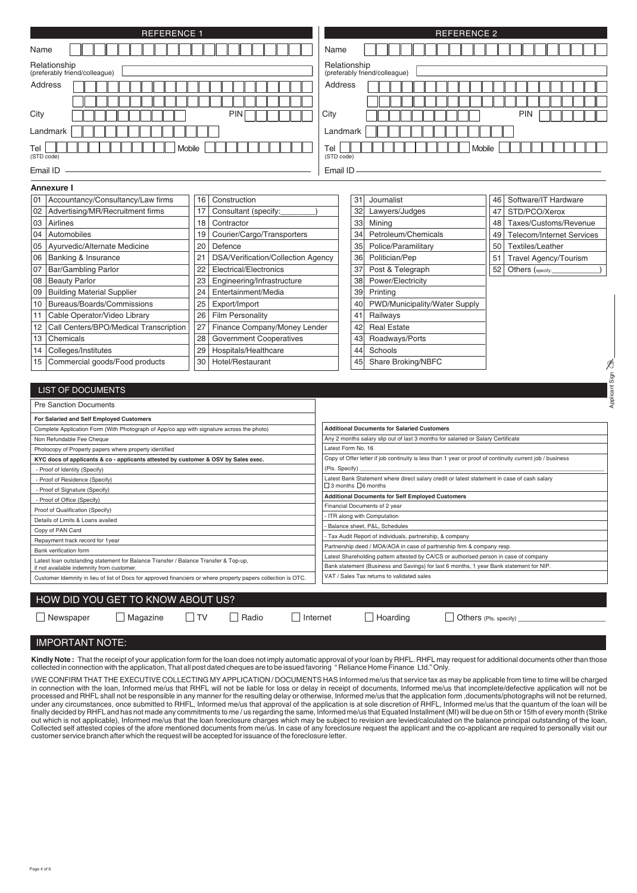## REFERENCE 1

Name

Relationship (preferably friend/colleague)

Address

City PIN

Landmark

Tel (STD code) Mobile

Email ID

## REFERENCE 2

Name

Relationship (preferably friend/colleague)

Address

City PIN

Landmark

Tel (STD code) Mobile

Email ID

### Annexure I

| | | | | | | | |
|---|---|---|---|---|---|---|---|
| 01 | Accountancy/Consultancy/Law firms | 16 | Construction | 31 | Journalist | 46 | Software/IT Hardware |
| 02 | Advertising/MR/Recruitment firms | 17 | Consultant (specify:________) | 32 | Lawyers/Judges | 47 | STD/PCO/Xerox |
| 03 | Airlines | 18 | Contractor | 33 | Mining | 48 | Taxes/Customs/Revenue |
| 04 | Automobiles | 19 | Courier/Cargo/Transporters | 34 | Petroleum/Chemicals | 49 | Telecom/Internet Services |
| 05 | Ayurvedic/Alternate Medicine | 20 | Defence | 35 | Police/Paramilitary | 50 | Textiles/Leather |
| 06 | Banking & Insurance | 21 | DSA/Verification/Collection Agency | 36 | Politician/Pep | 51 | Travel Agency/Tourism |
| 07 | Bar/Gambling Parlor | 22 | Electrical/Electronics | 37 | Post & Telegraph | 52 | Others (specify:____________) |
| 08 | Beauty Parlor | 23 | Engineering/Infrastructure | 38 | Power/Electricity | | |
| 09 | Building Material Supplier | 24 | Entertainment/Media | 39 | Printing | | |
| 10 | Bureaus/Boards/Commissions | 25 | Export/Import | 40 | PWD/Municipality/Water Supply | | |
| 11 | Cable Operator/Video Library | 26 | Film Personality | 41 | Railways | | |
| 12 | Call Centers/BPO/Medical Transcription | 27 | Finance Company/Money Lender | 42 | Real Estate | | |
| 13 | Chemicals | 28 | Government Cooperatives | 43 | Roadways/Ports | | |
| 14 | Colleges/Institutes | 29 | Hospitals/Healthcare | 44 | Schools | | |
| 15 | Commercial goods/Food products | 30 | Hotel/Restaurant | 45 | Share Broking/NBFC | | |

Applicant Sign

## LIST OF DOCUMENTS

**Pre Sanction Documents**

| For Salaried and Self Employed Customers |
|---|
| Complete Application Form (With Photograph of App/co app with signature across the photo) |
| Non Refundable Fee Cheque |
| Photocopy of Property papers where property identified |
| **KYC docs of applicants & co - applicants attested by customer & OSV by Sales exec.** |
| - Proof of Identity (Specify) |
| - Proof of Residence (Specify) |
| - Proof of Signature (Specify) |
| - Proof of Office (Specify) |
| Proof of Qualification (Specify) |
| Details of Limits & Loans availed |
| Copy of PAN Card |
| Repayment track record for 1year |
| Bank verification form |
| Latest loan outstanding statement for Balance Transfer / Balance Transfer & Top-up, if not available indemnity from customer. |
| Customer Idemnity in lieu of list of Docs for approved financiers or where property papers collection is OTC. |

| Additional Documents for Salaried Customers |
|---|
| Any 2 months salary slip out of last 3 months for salaried or Salary Certificate |
| Latest Form No. 16 |
| Copy of Offer letter if job continuity is less than 1 year or proof of continuity current job / business |
| (Pls. Specify) |
| Latest Bank Statement where direct salary credit or latest statement in case of cash salary ☐ 3 months ☐ 6 months |
| **Additional Documents for Self Employed Customers** |
| Financial Documents of 2 year |
| - ITR along with Computation |
| - Balance sheet, P&L, Schedules |
| - Tax Audit Report of individuals, partnership, & company |
| Partnership deed / MOA/AOA in case of partnership firm & company resp. |
| Latest Shareholding pattern attested by CA/CS or authorised person in case of company |
| Bank statement (Business and Savings) for last 6 months, 1 year Bank statement for NIP. |
| VAT / Sales Tax returns to validated sales |

## HOW DID YOU GET TO KNOW ABOUT US?

☐ Newspaper ☐ Magazine ☐ TV ☐ Radio ☐ Internet ☐ Hoarding ☐ Others (Pls. specify) ____________

## IMPORTANT NOTE:

**Kindly Note :** That the receipt of your application form for the loan does not imply automatic approval of your loan by RHFL. RHFL may request for additional documents other than those collected in connection with the application, That all post dated cheques are to be issued favoring " Reliance Home Finance Ltd." Only.

I/WE CONFIRM THAT THE EXECUTIVE COLLECTING MY APPLICATION / DOCUMENTS HAS Informed me/us that service tax as may be applicable from time to time will be charged in connection with the loan, Informed me/us that RHFL will not be liable for loss or delay in receipt of documents, Informed me/us that incomplete/defective application will not be processed and RHFL shall not be responsible in any manner for the resulting delay or otherwise, Informed me/us that the application form ,documents/photographs will not be returned, under any circumstances, once submitted to RHFL, Informed me/us that approval of the application is at sole discretion of RHFL, Informed me/us that the quantum of the loan will be finally decided by RHFL and has not made any commitments to me / us regarding the same, Informed me/us that Equated Installment (MI) will be due on 5th or 15th of every month (Strike out which is not applicable), Informed me/us that the loan foreclosure charges which may be subject to revision are levied/calculated on the balance principal outstanding of the loan, Collected self attested copies of the afore mentioned documents from me/us. In case of any foreclosure request the applicant and the co-applicant are required to personally visit our customer service branch after which the request will be accepted for issuance of the foreclosure letter.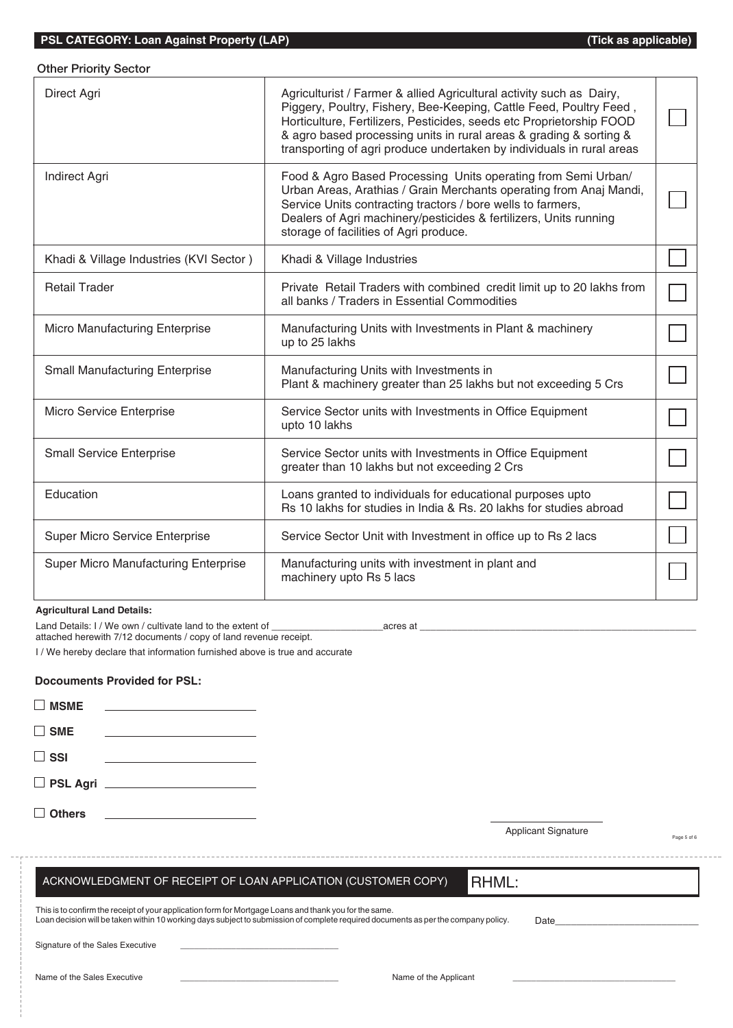**PSL CATEGORY: Loan Against Property (LAP)** **(Tick as applicable)**

Other Priority Sector

| Category | Description | |
|---|---|---|
| Direct Agri | Agriculturist / Farmer & allied Agricultural activity such as Dairy, Piggery, Poultry, Fishery, Bee-Keeping, Cattle Feed, Poultry Feed , Horticulture, Fertilizers, Pesticides, seeds etc Proprietorship FOOD & agro based processing units in rural areas & grading & sorting & transporting of agri produce undertaken by individuals in rural areas | ☐ |
| Indirect Agri | Food & Agro Based Processing Units operating from Semi Urban/ Urban Areas, Arathias / Grain Merchants operating from Anaj Mandi, Service Units contracting tractors / bore wells to farmers, Dealers of Agri machinery/pesticides & fertilizers, Units running storage of facilities of Agri produce. | ☐ |
| Khadi & Village Industries (KVI Sector ) | Khadi & Village Industries | ☐ |
| Retail Trader | Private Retail Traders with combined credit limit up to 20 lakhs from all banks / Traders in Essential Commodities | ☐ |
| Micro Manufacturing Enterprise | Manufacturing Units with Investments in Plant & machinery up to 25 lakhs | ☐ |
| Small Manufacturing Enterprise | Manufacturing Units with Investments in Plant & machinery greater than 25 lakhs but not exceeding 5 Crs | ☐ |
| Micro Service Enterprise | Service Sector units with Investments in Office Equipment upto 10 lakhs | ☐ |
| Small Service Enterprise | Service Sector units with Investments in Office Equipment greater than 10 lakhs but not exceeding 2 Crs | ☐ |
| Education | Loans granted to individuals for educational purposes upto Rs 10 lakhs for studies in India & Rs. 20 lakhs for studies abroad | ☐ |
| Super Micro Service Enterprise | Service Sector Unit with Investment in office up to Rs 2 lacs | ☐ |
| Super Micro Manufacturing Enterprise | Manufacturing units with investment in plant and machinery upto Rs 5 lacs | ☐ |

**Agricultural Land Details:**

Land Details: I / We own / cultivate land to the extent of ____________________acres at ____________________________________________________ attached herewith 7/12 documents / copy of land revenue receipt.

I / We hereby declare that information furnished above is true and accurate

**Docouments Provided for PSL:**

☐ **MSME** ________________________

☐ **SME** ________________________

☐ **SSI** ________________________

☐ **PSL Agri** ________________________

☐ **Others** ________________________

Applicant Signature

---

ACKNOWLEDGMENT OF RECEIPT OF LOAN APPLICATION (CUSTOMER COPY) RHML:

This is to confirm the receipt of your application form for Mortgage Loans and thank you for the same.
Loan decision will be taken within 10 working days subject to submission of complete required documents as per the company policy.

Date____________________________

Signature of the Sales Executive ________________________________

Name of the Sales Executive ________________________________ Name of the Applicant ________________________________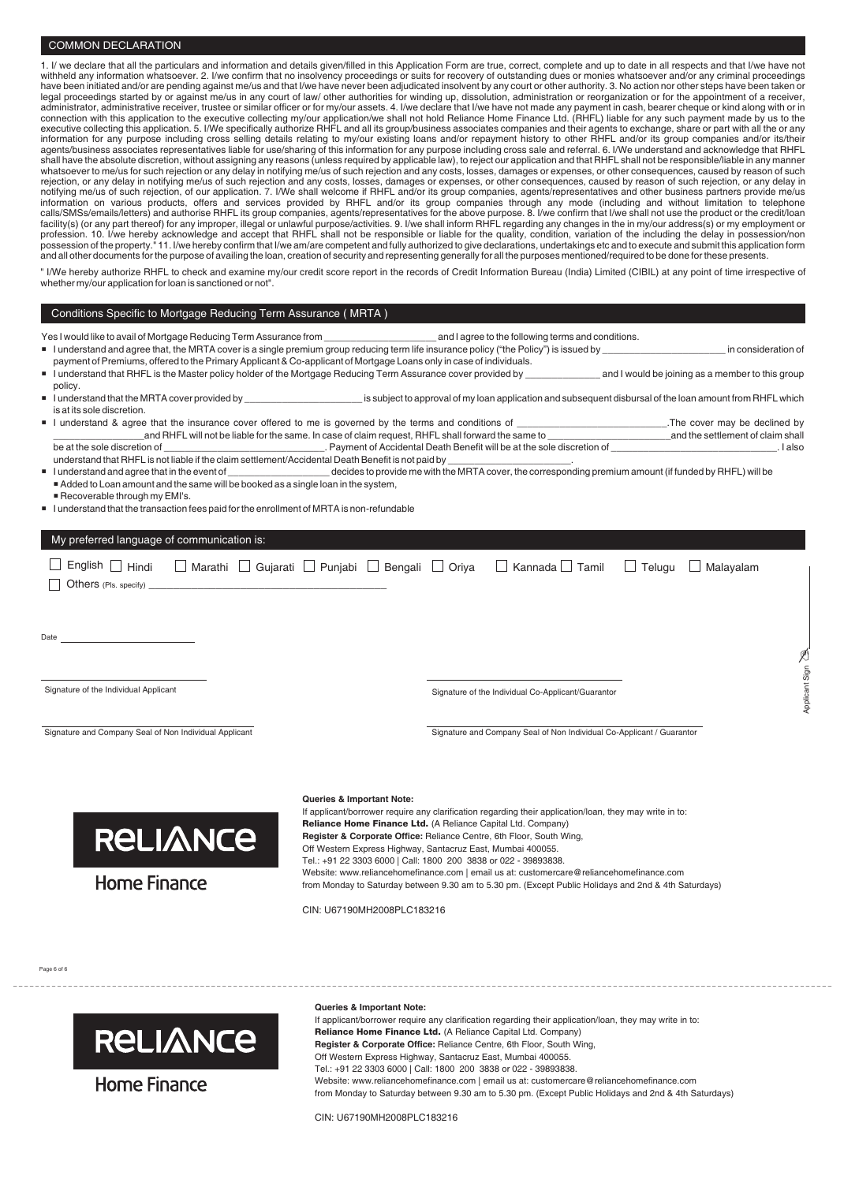## COMMON DECLARATION

1. I/ we declare that all the particulars and information and details given/filled in this Application Form are true, correct, complete and up to date in all respects and that I/we have not withheld any information whatsoever. 2. I/we confirm that no insolvency proceedings or suits for recovery of outstanding dues or monies whatsoever and/or any criminal proceedings have been initiated and/or are pending against me/us and that I/we have never been adjudicated insolvent by any court or other authority. 3. No action nor other steps have been taken or legal proceedings started by or against me/us in any court of law/ other authorities for winding up, dissolution, administration or reorganization or for the appointment of a receiver, administrator, administrative receiver, trustee or similar officer or for my/our assets. 4. I/we declare that I/we have not made any payment in cash, bearer cheque or kind along with or in connection with this application to the executive collecting my/our application/we shall not hold Reliance Home Finance Ltd. (RHFL) liable for any such payment made by us to the executive collecting this application. 5. I/We specifically authorize RHFL and all its group/business associates companies and their agents to exchange, share or part with all the or any information for any purpose including cross selling details relating to my/our existing loans and/or repayment history to other RHFL and/or its group companies and/or its/their agents/business associates representatives liable for use/sharing of this information for any purpose including cross sale and referral. 6. I/We understand and acknowledge that RHFL shall have the absolute discretion, without assigning any reasons (unless required by applicable law), to reject our application and that RHFL shall not be responsible/liable in any manner whatsoever to me/us for such rejection or any delay in notifying me/us of such rejection and any costs, losses, damages or expenses, or other consequences, caused by reason of such rejection, or any delay in notifying me/us of such rejection and any costs, losses, damages or expenses, or other consequences, caused by reason of such rejection, or any delay in notifying me/us of such rejection, of our application. 7. I/We shall welcome if RHFL and/or its group companies, agents/representatives and other business partners provide me/us information on various products, offers and services provided by RHFL and/or its group companies through any mode (including and without limitation to telephone calls/SMSs/emails/letters) and authorise RHFL its group companies, agents/representatives for the above purpose. 8. I/we confirm that I/we shall not use the product or the credit/loan facility(s) (or any part thereof) for any improper, illegal or unlawful purpose/activities. 9. I/we shall inform RHFL regarding any changes in the in my/our address(s) or my employment or profession. 10. I/we hereby acknowledge and accept that RHFL shall not be responsible or liable for the quality, condition, variation of the including the delay in possession/non possession of the property." 11. I/we hereby confirm that I/we am/are competent and fully authorized to give declarations, undertakings etc and to execute and submit this application form and all other documents for the purpose of availing the loan, creation of security and representing generally for all the purposes mentioned/required to be done for these presents.

" I/We hereby authorize RHFL to check and examine my/our credit score report in the records of Credit Information Bureau (India) Limited (CIBIL) at any point of time irrespective of whether my/our application for loan is sanctioned or not".

## Conditions Specific to Mortgage Reducing Term Assurance ( MRTA )

Yes I would like to avail of Mortgage Reducing Term Assurance from ____________________ and I agree to the following terms and conditions.

- I understand and agree that, the MRTA cover is a single premium group reducing term life insurance policy ("the Policy") is issued by ______________________ in consideration of payment of Premiums, offered to the Primary Applicant & Co-applicant of Mortgage Loans only in case of individuals.
- I understand that RHFL is the Master policy holder of the Mortgage Reducing Term Assurance cover provided by _____________ and I would be joining as a member to this group policy.
- I understand that the MRTA cover provided by _____________________ is subject to approval of my loan application and subsequent disbursal of the loan amount from RHFL which is at its sole discretion.
- I understand & agree that the insurance cover offered to me is governed by the terms and conditions of ___________________________.The cover may be declined by ________________and RHFL will not be liable for the same. In case of claim request, RHFL shall forward the same to ______________________and the settlement of claim shall be at the sole discretion of ____________________________. Payment of Accidental Death Benefit will be at the sole discretion of ______________________________. I also understand that RHFL is not liable if the claim settlement/Accidental Death Benefit is not paid by ______________________.
- I understand and agree that in the event of __________________ decides to provide me with the MRTA cover, the corresponding premium amount (if funded by RHFL) will be
  - Added to Loan amount and the same will be booked as a single loan in the system,
  - Recoverable through my EMI's.
- I understand that the transaction fees paid for the enrollment of MRTA is non-refundable

## My preferred language of communication is:

☐ English ☐ Hindi ☐ Marathi ☐ Gujarati ☐ Punjabi ☐ Bengali ☐ Oriya ☐ Kannada ☐ Tamil ☐ Telugu ☐ Malayalam

☐ Others (Pls. specify) ________________________________

Date ____________________

Signature of the Individual Applicant

Signature of the Individual Co-Applicant/Guarantor

Signature and Company Seal of Non Individual Applicant

Signature and Company Seal of Non Individual Co-Applicant / Guarantor

Applicant Sign

**RELIANCE Home Finance**

**Queries & Important Note:**

If applicant/borrower require any clarification regarding their application/loan, they may write in to:
**Reliance Home Finance Ltd.** (A Reliance Capital Ltd. Company)
**Register & Corporate Office:** Reliance Centre, 6th Floor, South Wing,
Off Western Express Highway, Santacruz East, Mumbai 400055.
Tel.: +91 22 3303 6000 | Call: 1800 200 3838 or 022 - 39893838.
Website: www.reliancehomefinance.com | email us at: customercare@reliancehomefinance.com
from Monday to Saturday between 9.30 am to 5.30 pm. (Except Public Holidays and 2nd & 4th Saturdays)

CIN: U67190MH2008PLC183216

---

**RELIANCE Home Finance**

**Queries & Important Note:**

If applicant/borrower require any clarification regarding their application/loan, they may write in to:
**Reliance Home Finance Ltd.** (A Reliance Capital Ltd. Company)
**Register & Corporate Office:** Reliance Centre, 6th Floor, South Wing,
Off Western Express Highway, Santacruz East, Mumbai 400055.
Tel.: +91 22 3303 6000 | Call: 1800 200 3838 or 022 - 39893838.
Website: www.reliancehomefinance.com | email us at: customercare@reliancehomefinance.com
from Monday to Saturday between 9.30 am to 5.30 pm. (Except Public Holidays and 2nd & 4th Saturdays)

CIN: U67190MH2008PLC183216